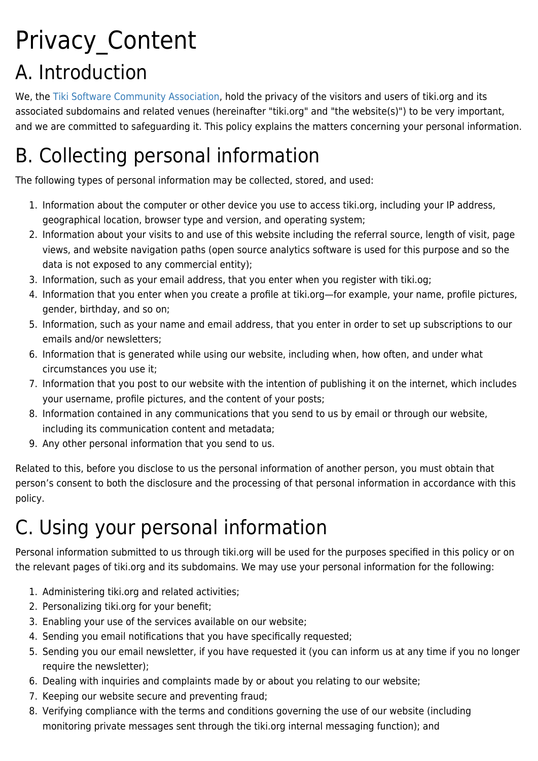# Privacy_Content

# A. Introduction

We, the Tiki Software Community Association, hold the privacy of the visitors and users of tiki.org and its associated subdomains and related venues (hereinafter "tiki.org" and "the website(s)") to be very important, and we are committed to safeguarding it. This policy explains the matters concerning your personal information.

# B. Collecting personal information

The following types of personal information may be collected, stored, and used:

1. Information about the computer or other device you use to access tiki.org, including your IP address, geographical location, browser type and version, and operating system;
2. Information about your visits to and use of this website including the referral source, length of visit, page views, and website navigation paths (open source analytics software is used for this purpose and so the data is not exposed to any commercial entity);
3. Information, such as your email address, that you enter when you register with tiki.og;
4. Information that you enter when you create a profile at tiki.org—for example, your name, profile pictures, gender, birthday, and so on;
5. Information, such as your name and email address, that you enter in order to set up subscriptions to our emails and/or newsletters;
6. Information that is generated while using our website, including when, how often, and under what circumstances you use it;
7. Information that you post to our website with the intention of publishing it on the internet, which includes your username, profile pictures, and the content of your posts;
8. Information contained in any communications that you send to us by email or through our website, including its communication content and metadata;
9. Any other personal information that you send to us.

Related to this, before you disclose to us the personal information of another person, you must obtain that person's consent to both the disclosure and the processing of that personal information in accordance with this policy.

# C. Using your personal information

Personal information submitted to us through tiki.org will be used for the purposes specified in this policy or on the relevant pages of tiki.org and its subdomains. We may use your personal information for the following:

1. Administering tiki.org and related activities;
2. Personalizing tiki.org for your benefit;
3. Enabling your use of the services available on our website;
4. Sending you email notifications that you have specifically requested;
5. Sending you our email newsletter, if you have requested it (you can inform us at any time if you no longer require the newsletter);
6. Dealing with inquiries and complaints made by or about you relating to our website;
7. Keeping our website secure and preventing fraud;
8. Verifying compliance with the terms and conditions governing the use of our website (including monitoring private messages sent through the tiki.org internal messaging function); and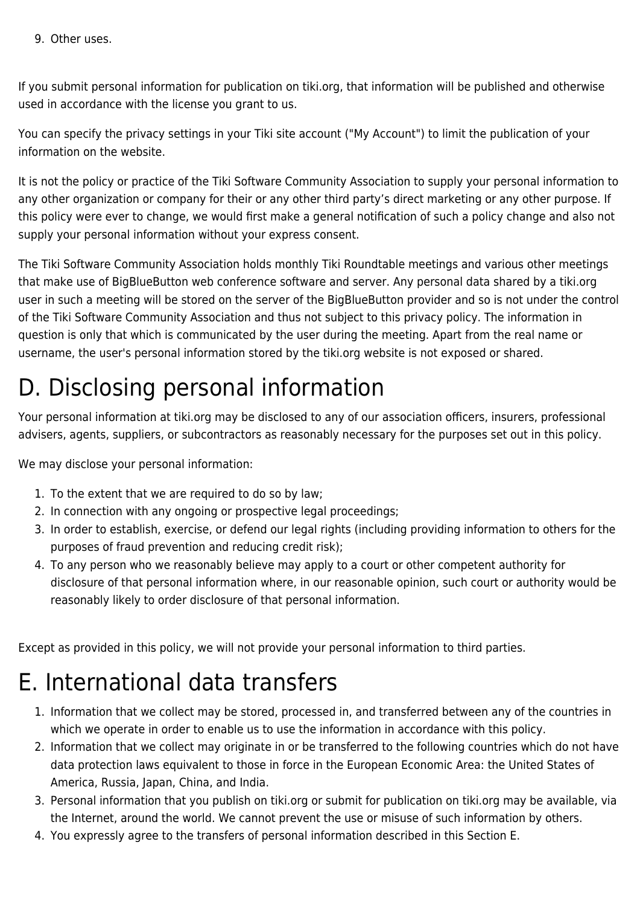9. Other uses.

If you submit personal information for publication on tiki.org, that information will be published and otherwise used in accordance with the license you grant to us.

You can specify the privacy settings in your Tiki site account ("My Account") to limit the publication of your information on the website.

It is not the policy or practice of the Tiki Software Community Association to supply your personal information to any other organization or company for their or any other third party's direct marketing or any other purpose. If this policy were ever to change, we would first make a general notification of such a policy change and also not supply your personal information without your express consent.

The Tiki Software Community Association holds monthly Tiki Roundtable meetings and various other meetings that make use of BigBlueButton web conference software and server. Any personal data shared by a tiki.org user in such a meeting will be stored on the server of the BigBlueButton provider and so is not under the control of the Tiki Software Community Association and thus not subject to this privacy policy. The information in question is only that which is communicated by the user during the meeting. Apart from the real name or username, the user's personal information stored by the tiki.org website is not exposed or shared.

# D. Disclosing personal information

Your personal information at tiki.org may be disclosed to any of our association officers, insurers, professional advisers, agents, suppliers, or subcontractors as reasonably necessary for the purposes set out in this policy.

We may disclose your personal information:

1. To the extent that we are required to do so by law;
2. In connection with any ongoing or prospective legal proceedings;
3. In order to establish, exercise, or defend our legal rights (including providing information to others for the purposes of fraud prevention and reducing credit risk);
4. To any person who we reasonably believe may apply to a court or other competent authority for disclosure of that personal information where, in our reasonable opinion, such court or authority would be reasonably likely to order disclosure of that personal information.

Except as provided in this policy, we will not provide your personal information to third parties.

# E. International data transfers

1. Information that we collect may be stored, processed in, and transferred between any of the countries in which we operate in order to enable us to use the information in accordance with this policy.
2. Information that we collect may originate in or be transferred to the following countries which do not have data protection laws equivalent to those in force in the European Economic Area: the United States of America, Russia, Japan, China, and India.
3. Personal information that you publish on tiki.org or submit for publication on tiki.org may be available, via the Internet, around the world. We cannot prevent the use or misuse of such information by others.
4. You expressly agree to the transfers of personal information described in this Section E.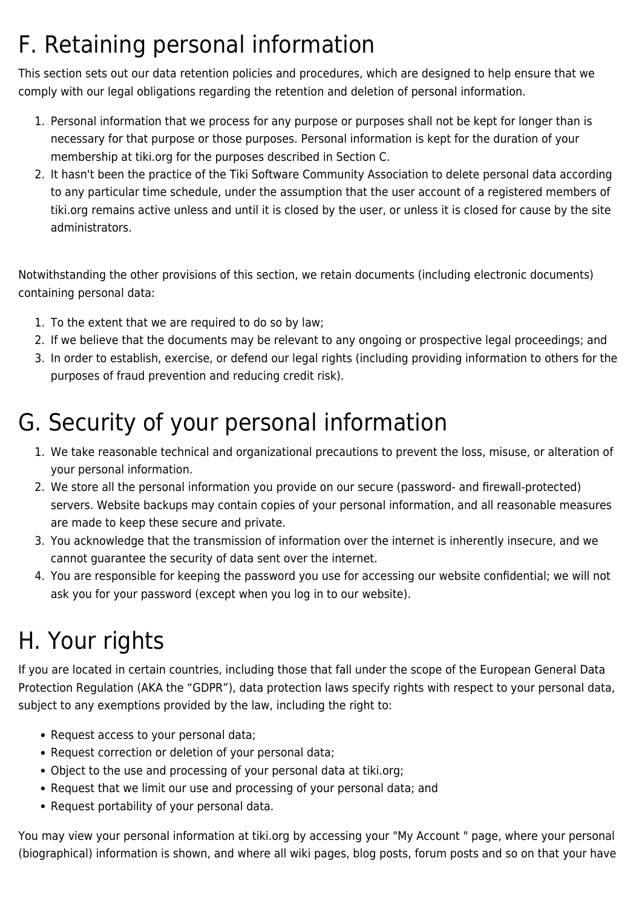# F. Retaining personal information

This section sets out our data retention policies and procedures, which are designed to help ensure that we comply with our legal obligations regarding the retention and deletion of personal information.

1. Personal information that we process for any purpose or purposes shall not be kept for longer than is necessary for that purpose or those purposes. Personal information is kept for the duration of your membership at tiki.org for the purposes described in Section C.
2. It hasn't been the practice of the Tiki Software Community Association to delete personal data according to any particular time schedule, under the assumption that the user account of a registered members of tiki.org remains active unless and until it is closed by the user, or unless it is closed for cause by the site administrators.

Notwithstanding the other provisions of this section, we retain documents (including electronic documents) containing personal data:

1. To the extent that we are required to do so by law;
2. If we believe that the documents may be relevant to any ongoing or prospective legal proceedings; and
3. In order to establish, exercise, or defend our legal rights (including providing information to others for the purposes of fraud prevention and reducing credit risk).

# G. Security of your personal information

1. We take reasonable technical and organizational precautions to prevent the loss, misuse, or alteration of your personal information.
2. We store all the personal information you provide on our secure (password- and firewall-protected) servers. Website backups may contain copies of your personal information, and all reasonable measures are made to keep these secure and private.
3. You acknowledge that the transmission of information over the internet is inherently insecure, and we cannot guarantee the security of data sent over the internet.
4. You are responsible for keeping the password you use for accessing our website confidential; we will not ask you for your password (except when you log in to our website).

# H. Your rights

If you are located in certain countries, including those that fall under the scope of the European General Data Protection Regulation (AKA the “GDPR”), data protection laws specify rights with respect to your personal data, subject to any exemptions provided by the law, including the right to:

- Request access to your personal data;
- Request correction or deletion of your personal data;
- Object to the use and processing of your personal data at tiki.org;
- Request that we limit our use and processing of your personal data; and
- Request portability of your personal data.

You may view your personal information at tiki.org by accessing your "My Account " page, where your personal (biographical) information is shown, and where all wiki pages, blog posts, forum posts and so on that your have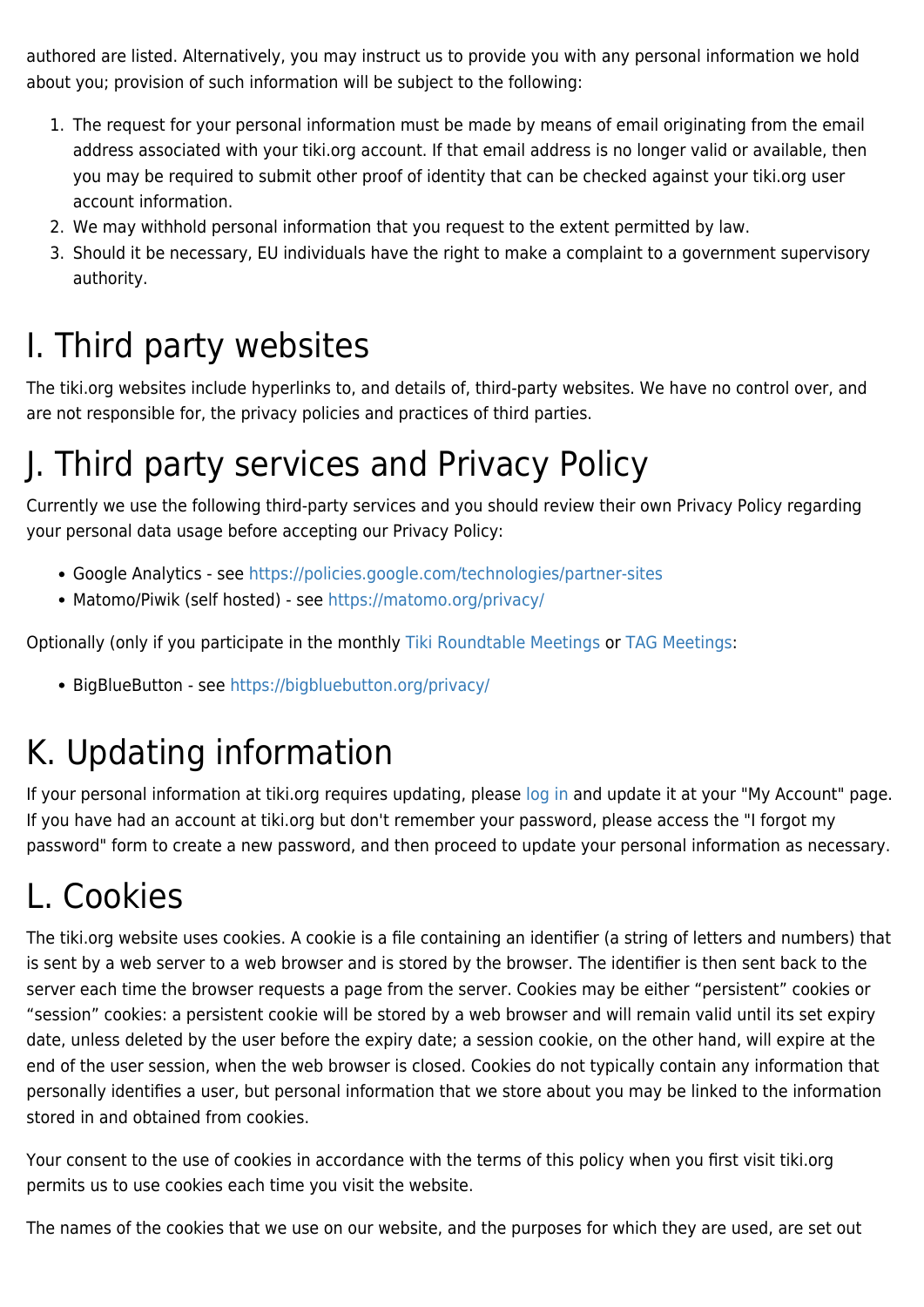authored are listed. Alternatively, you may instruct us to provide you with any personal information we hold about you; provision of such information will be subject to the following:

1. The request for your personal information must be made by means of email originating from the email address associated with your tiki.org account. If that email address is no longer valid or available, then you may be required to submit other proof of identity that can be checked against your tiki.org user account information.
2. We may withhold personal information that you request to the extent permitted by law.
3. Should it be necessary, EU individuals have the right to make a complaint to a government supervisory authority.

# I. Third party websites

The tiki.org websites include hyperlinks to, and details of, third-party websites. We have no control over, and are not responsible for, the privacy policies and practices of third parties.

# J. Third party services and Privacy Policy

Currently we use the following third-party services and you should review their own Privacy Policy regarding your personal data usage before accepting our Privacy Policy:

- Google Analytics - see https://policies.google.com/technologies/partner-sites
- Matomo/Piwik (self hosted) - see https://matomo.org/privacy/

Optionally (only if you participate in the monthly Tiki Roundtable Meetings or TAG Meetings:

- BigBlueButton - see https://bigbluebutton.org/privacy/

# K. Updating information

If your personal information at tiki.org requires updating, please log in and update it at your "My Account" page. If you have had an account at tiki.org but don't remember your password, please access the "I forgot my password" form to create a new password, and then proceed to update your personal information as necessary.

# L. Cookies

The tiki.org website uses cookies. A cookie is a file containing an identifier (a string of letters and numbers) that is sent by a web server to a web browser and is stored by the browser. The identifier is then sent back to the server each time the browser requests a page from the server. Cookies may be either “persistent” cookies or “session” cookies: a persistent cookie will be stored by a web browser and will remain valid until its set expiry date, unless deleted by the user before the expiry date; a session cookie, on the other hand, will expire at the end of the user session, when the web browser is closed. Cookies do not typically contain any information that personally identifies a user, but personal information that we store about you may be linked to the information stored in and obtained from cookies.

Your consent to the use of cookies in accordance with the terms of this policy when you first visit tiki.org permits us to use cookies each time you visit the website.

The names of the cookies that we use on our website, and the purposes for which they are used, are set out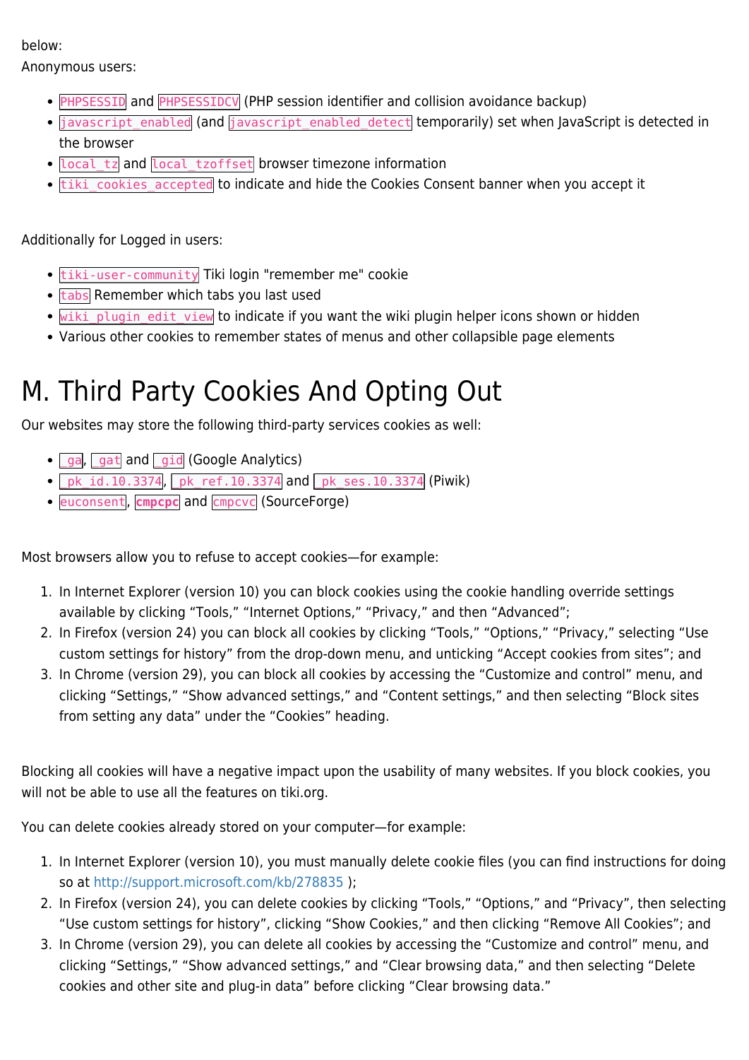below:
Anonymous users:

- `PHPSESSID` and `PHPSESSIDCV` (PHP session identifier and collision avoidance backup)
- `javascript_enabled` (and `javascript_enabled_detect` temporarily) set when JavaScript is detected in the browser
- `local_tz` and `local_tzoffset` browser timezone information
- `tiki_cookies_accepted` to indicate and hide the Cookies Consent banner when you accept it

Additionally for Logged in users:

- `tiki-user-community` Tiki login "remember me" cookie
- `tabs` Remember which tabs you last used
- `wiki_plugin_edit_view` to indicate if you want the wiki plugin helper icons shown or hidden
- Various other cookies to remember states of menus and other collapsible page elements

# M. Third Party Cookies And Opting Out

Our websites may store the following third-party services cookies as well:

- `_ga`, `_gat` and `_gid` (Google Analytics)
- `_pk_id.10.3374`, `_pk_ref.10.3374` and `_pk_ses.10.3374` (Piwik)
- `euconsent`, **`cmpcpc`** and `cmpcvc` (SourceForge)

Most browsers allow you to refuse to accept cookies—for example:

1. In Internet Explorer (version 10) you can block cookies using the cookie handling override settings available by clicking “Tools,” “Internet Options,” “Privacy,” and then “Advanced”;
2. In Firefox (version 24) you can block all cookies by clicking “Tools,” “Options,” “Privacy,” selecting “Use custom settings for history” from the drop-down menu, and unticking “Accept cookies from sites”; and
3. In Chrome (version 29), you can block all cookies by accessing the “Customize and control” menu, and clicking “Settings,” “Show advanced settings,” and “Content settings,” and then selecting “Block sites from setting any data” under the “Cookies” heading.

Blocking all cookies will have a negative impact upon the usability of many websites. If you block cookies, you will not be able to use all the features on tiki.org.

You can delete cookies already stored on your computer—for example:

1. In Internet Explorer (version 10), you must manually delete cookie files (you can find instructions for doing so at http://support.microsoft.com/kb/278835 );
2. In Firefox (version 24), you can delete cookies by clicking “Tools,” “Options,” and “Privacy”, then selecting “Use custom settings for history”, clicking “Show Cookies,” and then clicking “Remove All Cookies”; and
3. In Chrome (version 29), you can delete all cookies by accessing the “Customize and control” menu, and clicking “Settings,” “Show advanced settings,” and “Clear browsing data,” and then selecting “Delete cookies and other site and plug-in data” before clicking “Clear browsing data.”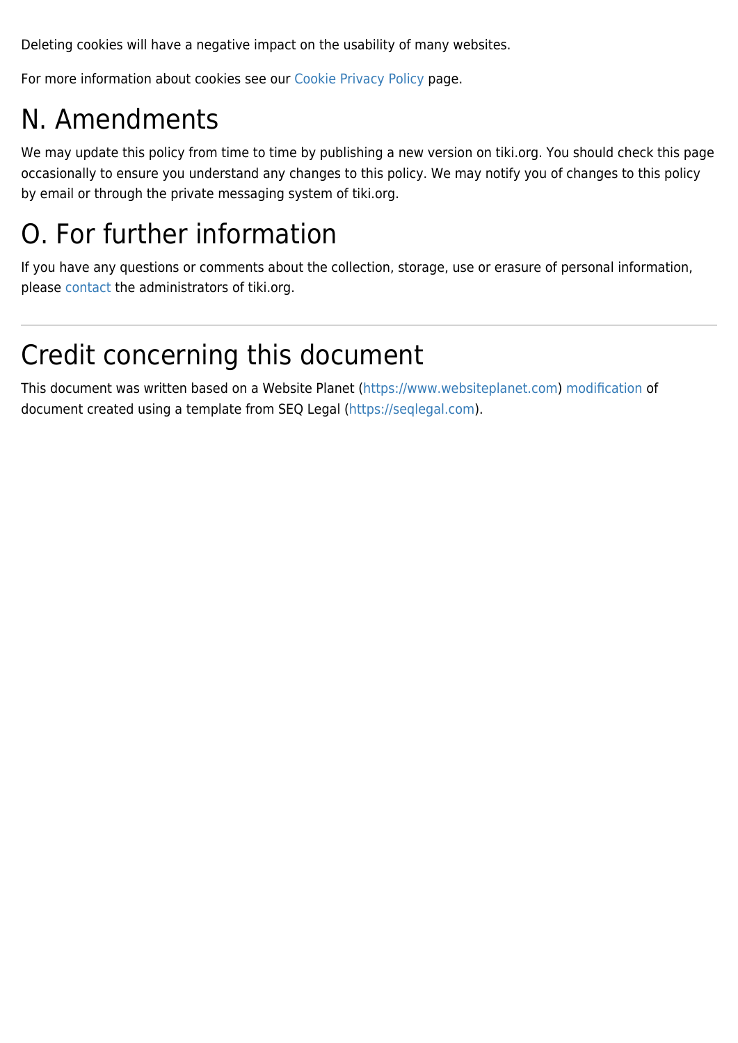Deleting cookies will have a negative impact on the usability of many websites.

For more information about cookies see our Cookie Privacy Policy page.

# N. Amendments

We may update this policy from time to time by publishing a new version on tiki.org. You should check this page occasionally to ensure you understand any changes to this policy. We may notify you of changes to this policy by email or through the private messaging system of tiki.org.

# O. For further information

If you have any questions or comments about the collection, storage, use or erasure of personal information, please contact the administrators of tiki.org.

---

# Credit concerning this document

This document was written based on a Website Planet (https://www.websiteplanet.com) modification of document created using a template from SEQ Legal (https://seqlegal.com).